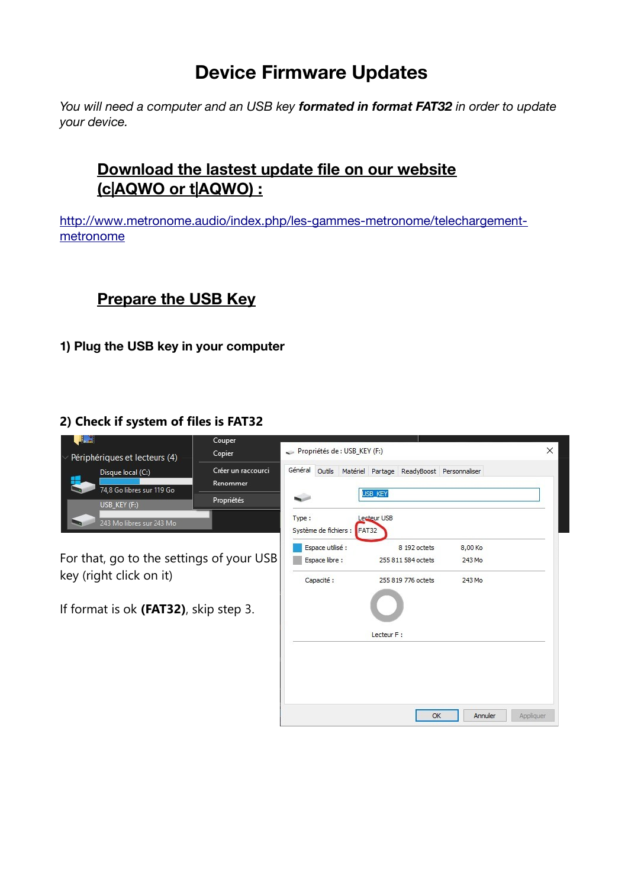# Device Firmware Updates

*You will need a computer and an USB key **formated in format FAT32** in order to update your device.*

## Download the lastest update file on our website (c|AQWO or t|AQWO) :

http://www.metronome.audio/index.php/les-gammes-metronome/telechargement-metronome

## Prepare the USB Key

**1) Plug the USB key in your computer**

**2) Check if system of files is FAT32**

For that, go to the settings of your USB key (right click on it)

If format is ok **(FAT32)**, skip step 3.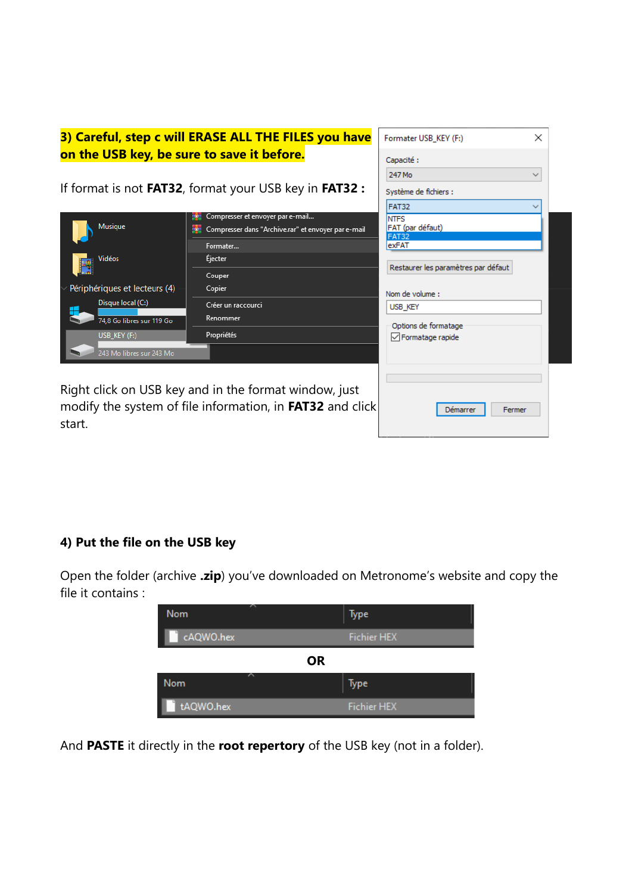**3) Careful, step c will ERASE ALL THE FILES you have on the USB key, be sure to save it before.**

If format is not **FAT32**, format your USB key in **FAT32 :**

Right click on USB key and in the format window, just modify the system of file information, in **FAT32** and click start.

**4) Put the file on the USB key**

Open the folder (archive **.zip**) you've downloaded on Metronome's website and copy the file it contains :

| Nom | Type |
|---|---|
| cAQWO.hex | Fichier HEX |

**OR**

| Nom | Type |
|---|---|
| tAQWO.hex | Fichier HEX |

And **PASTE** it directly in the **root repertory** of the USB key (not in a folder).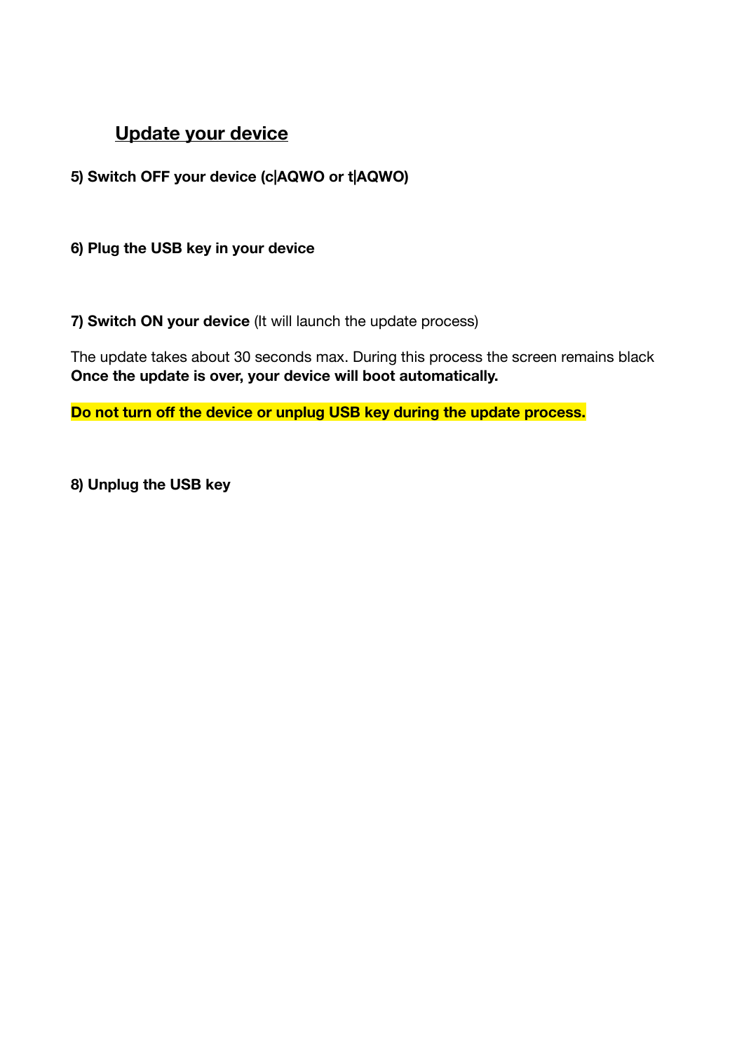## Update your device

**5) Switch OFF your device (c|AQWO or t|AQWO)**

**6) Plug the USB key in your device**

**7) Switch ON your device** (It will launch the update process)

The update takes about 30 seconds max. During this process the screen remains black
**Once the update is over, your device will boot automatically.**

**Do not turn off the device or unplug USB key during the update process.**

**8) Unplug the USB key**